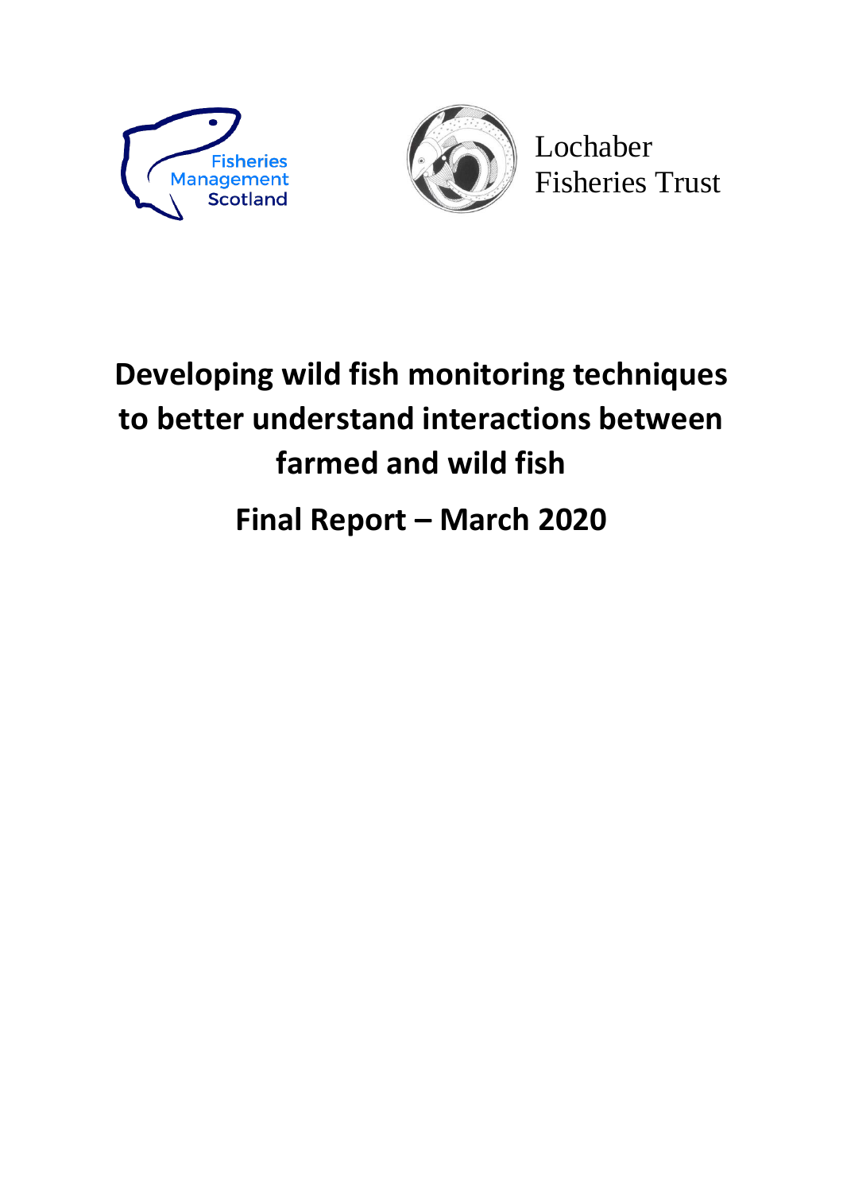Fisheries Management Scotland

Lochaber Fisheries Trust

# Developing wild fish monitoring techniques to better understand interactions between farmed and wild fish

## Final Report – March 2020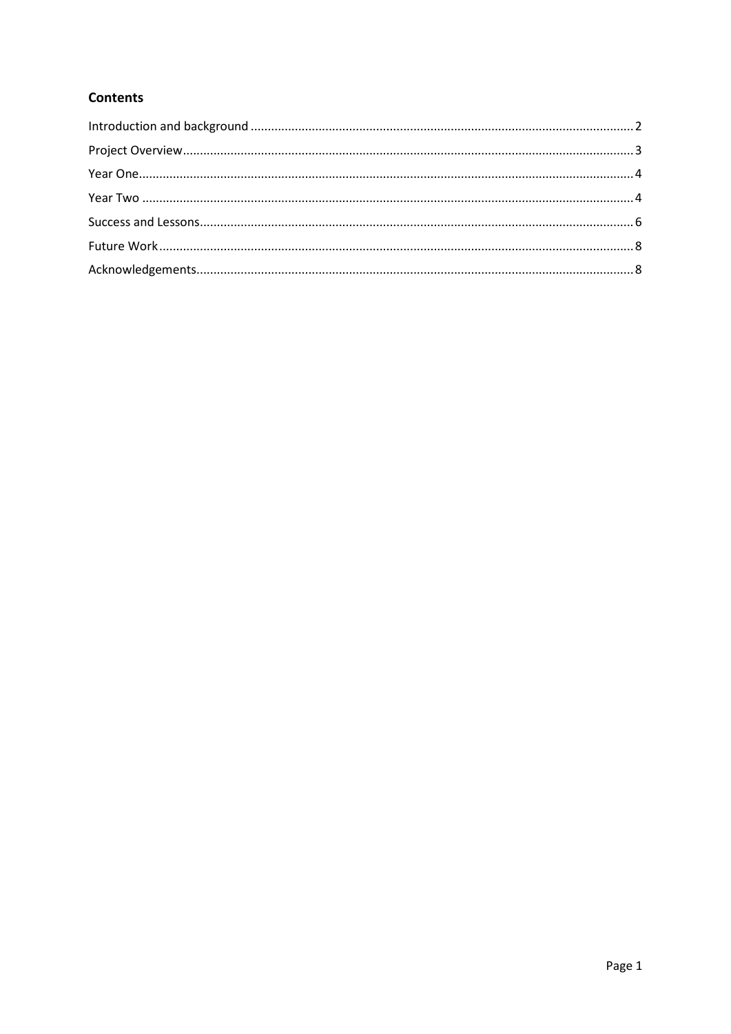**Contents**

Introduction and background ............................................................................................................... 2

Project Overview.................................................................................................................................... 3

Year One................................................................................................................................................ 4

Year Two ................................................................................................................................................ 4

Success and Lessons............................................................................................................................... 6

Future Work............................................................................................................................................ 8

Acknowledgements................................................................................................................................ 8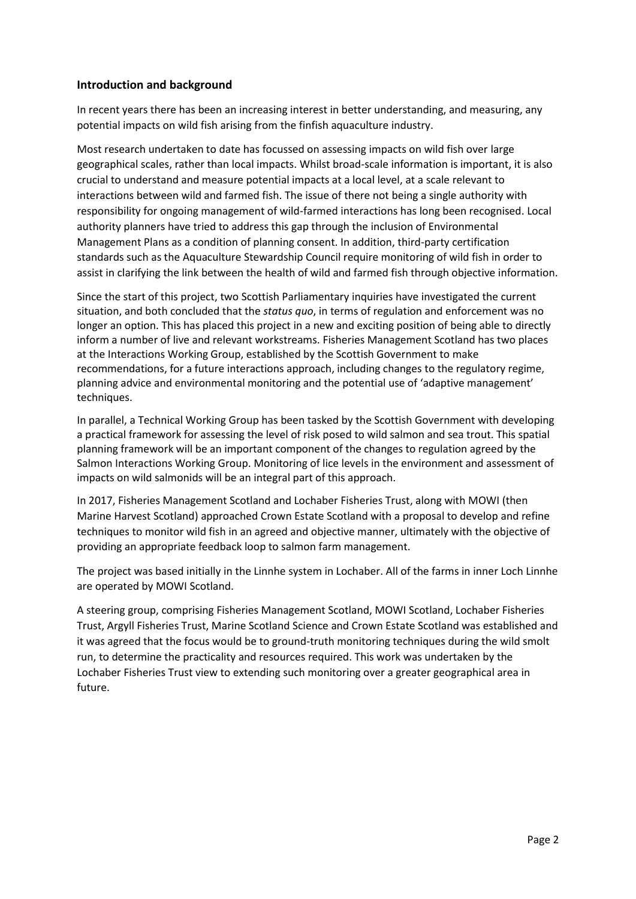### Introduction and background

In recent years there has been an increasing interest in better understanding, and measuring, any potential impacts on wild fish arising from the finfish aquaculture industry.

Most research undertaken to date has focussed on assessing impacts on wild fish over large geographical scales, rather than local impacts. Whilst broad-scale information is important, it is also crucial to understand and measure potential impacts at a local level, at a scale relevant to interactions between wild and farmed fish. The issue of there not being a single authority with responsibility for ongoing management of wild-farmed interactions has long been recognised. Local authority planners have tried to address this gap through the inclusion of Environmental Management Plans as a condition of planning consent. In addition, third-party certification standards such as the Aquaculture Stewardship Council require monitoring of wild fish in order to assist in clarifying the link between the health of wild and farmed fish through objective information.

Since the start of this project, two Scottish Parliamentary inquiries have investigated the current situation, and both concluded that the *status quo*, in terms of regulation and enforcement was no longer an option. This has placed this project in a new and exciting position of being able to directly inform a number of live and relevant workstreams. Fisheries Management Scotland has two places at the Interactions Working Group, established by the Scottish Government to make recommendations, for a future interactions approach, including changes to the regulatory regime, planning advice and environmental monitoring and the potential use of 'adaptive management' techniques.

In parallel, a Technical Working Group has been tasked by the Scottish Government with developing a practical framework for assessing the level of risk posed to wild salmon and sea trout. This spatial planning framework will be an important component of the changes to regulation agreed by the Salmon Interactions Working Group. Monitoring of lice levels in the environment and assessment of impacts on wild salmonids will be an integral part of this approach.

In 2017, Fisheries Management Scotland and Lochaber Fisheries Trust, along with MOWI (then Marine Harvest Scotland) approached Crown Estate Scotland with a proposal to develop and refine techniques to monitor wild fish in an agreed and objective manner, ultimately with the objective of providing an appropriate feedback loop to salmon farm management.

The project was based initially in the Linnhe system in Lochaber. All of the farms in inner Loch Linnhe are operated by MOWI Scotland.

A steering group, comprising Fisheries Management Scotland, MOWI Scotland, Lochaber Fisheries Trust, Argyll Fisheries Trust, Marine Scotland Science and Crown Estate Scotland was established and it was agreed that the focus would be to ground-truth monitoring techniques during the wild smolt run, to determine the practicality and resources required. This work was undertaken by the Lochaber Fisheries Trust view to extending such monitoring over a greater geographical area in future.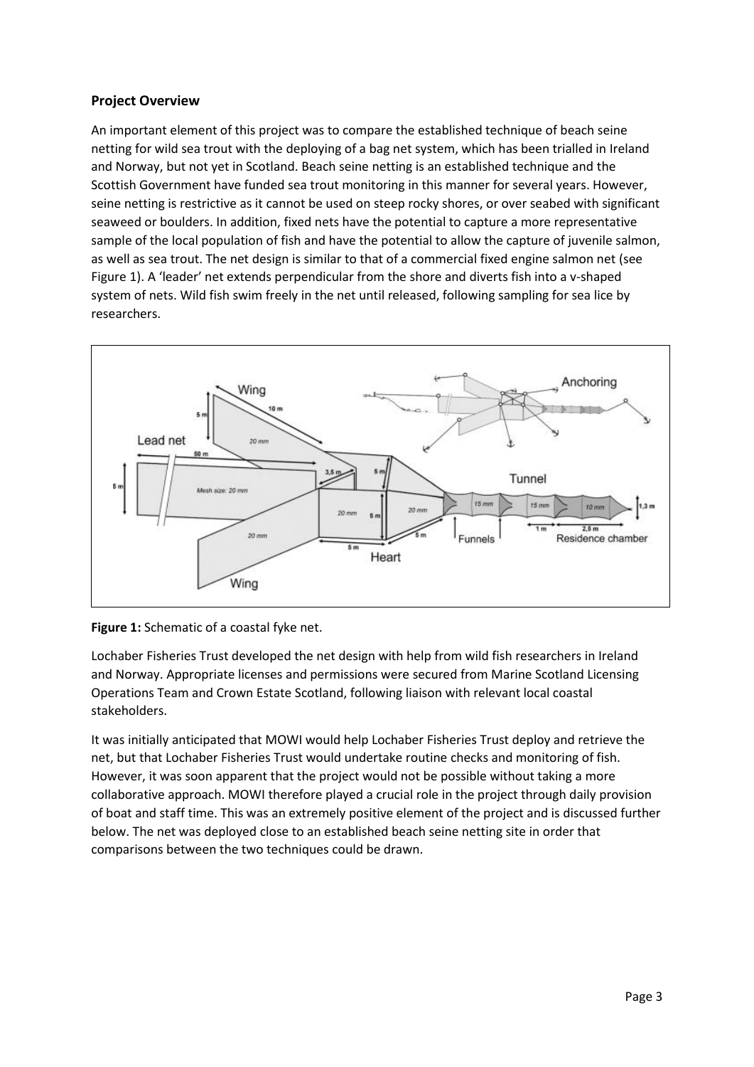## Project Overview

An important element of this project was to compare the established technique of beach seine netting for wild sea trout with the deploying of a bag net system, which has been trialled in Ireland and Norway, but not yet in Scotland. Beach seine netting is an established technique and the Scottish Government have funded sea trout monitoring in this manner for several years. However, seine netting is restrictive as it cannot be used on steep rocky shores, or over seabed with significant seaweed or boulders. In addition, fixed nets have the potential to capture a more representative sample of the local population of fish and have the potential to allow the capture of juvenile salmon, as well as sea trout. The net design is similar to that of a commercial fixed engine salmon net (see Figure 1). A 'leader' net extends perpendicular from the shore and diverts fish into a v-shaped system of nets. Wild fish swim freely in the net until released, following sampling for sea lice by researchers.

**Figure 1:** Schematic of a coastal fyke net.

Lochaber Fisheries Trust developed the net design with help from wild fish researchers in Ireland and Norway. Appropriate licenses and permissions were secured from Marine Scotland Licensing Operations Team and Crown Estate Scotland, following liaison with relevant local coastal stakeholders.

It was initially anticipated that MOWI would help Lochaber Fisheries Trust deploy and retrieve the net, but that Lochaber Fisheries Trust would undertake routine checks and monitoring of fish. However, it was soon apparent that the project would not be possible without taking a more collaborative approach. MOWI therefore played a crucial role in the project through daily provision of boat and staff time. This was an extremely positive element of the project and is discussed further below. The net was deployed close to an established beach seine netting site in order that comparisons between the two techniques could be drawn.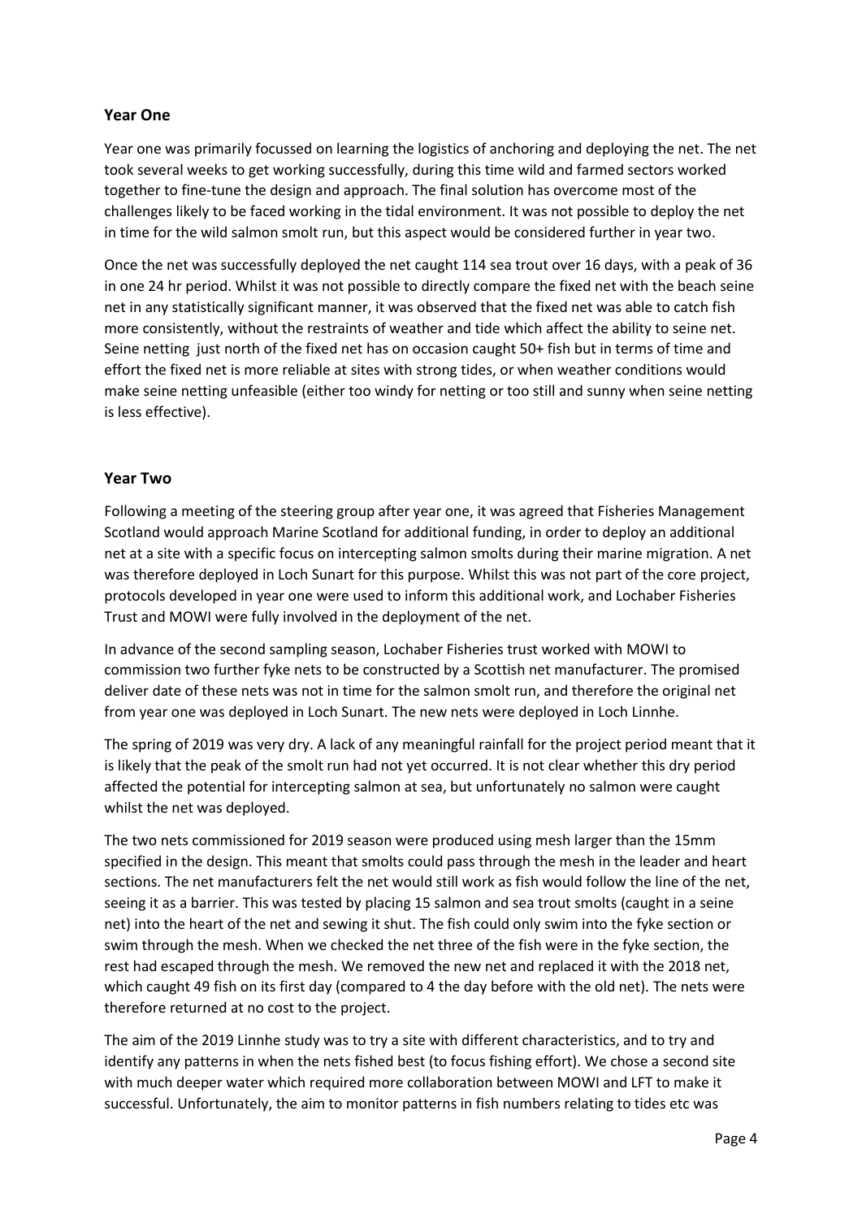## Year One

Year one was primarily focussed on learning the logistics of anchoring and deploying the net. The net took several weeks to get working successfully, during this time wild and farmed sectors worked together to fine-tune the design and approach. The final solution has overcome most of the challenges likely to be faced working in the tidal environment. It was not possible to deploy the net in time for the wild salmon smolt run, but this aspect would be considered further in year two.

Once the net was successfully deployed the net caught 114 sea trout over 16 days, with a peak of 36 in one 24 hr period. Whilst it was not possible to directly compare the fixed net with the beach seine net in any statistically significant manner, it was observed that the fixed net was able to catch fish more consistently, without the restraints of weather and tide which affect the ability to seine net. Seine netting just north of the fixed net has on occasion caught 50+ fish but in terms of time and effort the fixed net is more reliable at sites with strong tides, or when weather conditions would make seine netting unfeasible (either too windy for netting or too still and sunny when seine netting is less effective).

## Year Two

Following a meeting of the steering group after year one, it was agreed that Fisheries Management Scotland would approach Marine Scotland for additional funding, in order to deploy an additional net at a site with a specific focus on intercepting salmon smolts during their marine migration. A net was therefore deployed in Loch Sunart for this purpose. Whilst this was not part of the core project, protocols developed in year one were used to inform this additional work, and Lochaber Fisheries Trust and MOWI were fully involved in the deployment of the net.

In advance of the second sampling season, Lochaber Fisheries trust worked with MOWI to commission two further fyke nets to be constructed by a Scottish net manufacturer. The promised deliver date of these nets was not in time for the salmon smolt run, and therefore the original net from year one was deployed in Loch Sunart. The new nets were deployed in Loch Linnhe.

The spring of 2019 was very dry. A lack of any meaningful rainfall for the project period meant that it is likely that the peak of the smolt run had not yet occurred. It is not clear whether this dry period affected the potential for intercepting salmon at sea, but unfortunately no salmon were caught whilst the net was deployed.

The two nets commissioned for 2019 season were produced using mesh larger than the 15mm specified in the design. This meant that smolts could pass through the mesh in the leader and heart sections. The net manufacturers felt the net would still work as fish would follow the line of the net, seeing it as a barrier. This was tested by placing 15 salmon and sea trout smolts (caught in a seine net) into the heart of the net and sewing it shut. The fish could only swim into the fyke section or swim through the mesh. When we checked the net three of the fish were in the fyke section, the rest had escaped through the mesh. We removed the new net and replaced it with the 2018 net, which caught 49 fish on its first day (compared to 4 the day before with the old net). The nets were therefore returned at no cost to the project.

The aim of the 2019 Linnhe study was to try a site with different characteristics, and to try and identify any patterns in when the nets fished best (to focus fishing effort). We chose a second site with much deeper water which required more collaboration between MOWI and LFT to make it successful. Unfortunately, the aim to monitor patterns in fish numbers relating to tides etc was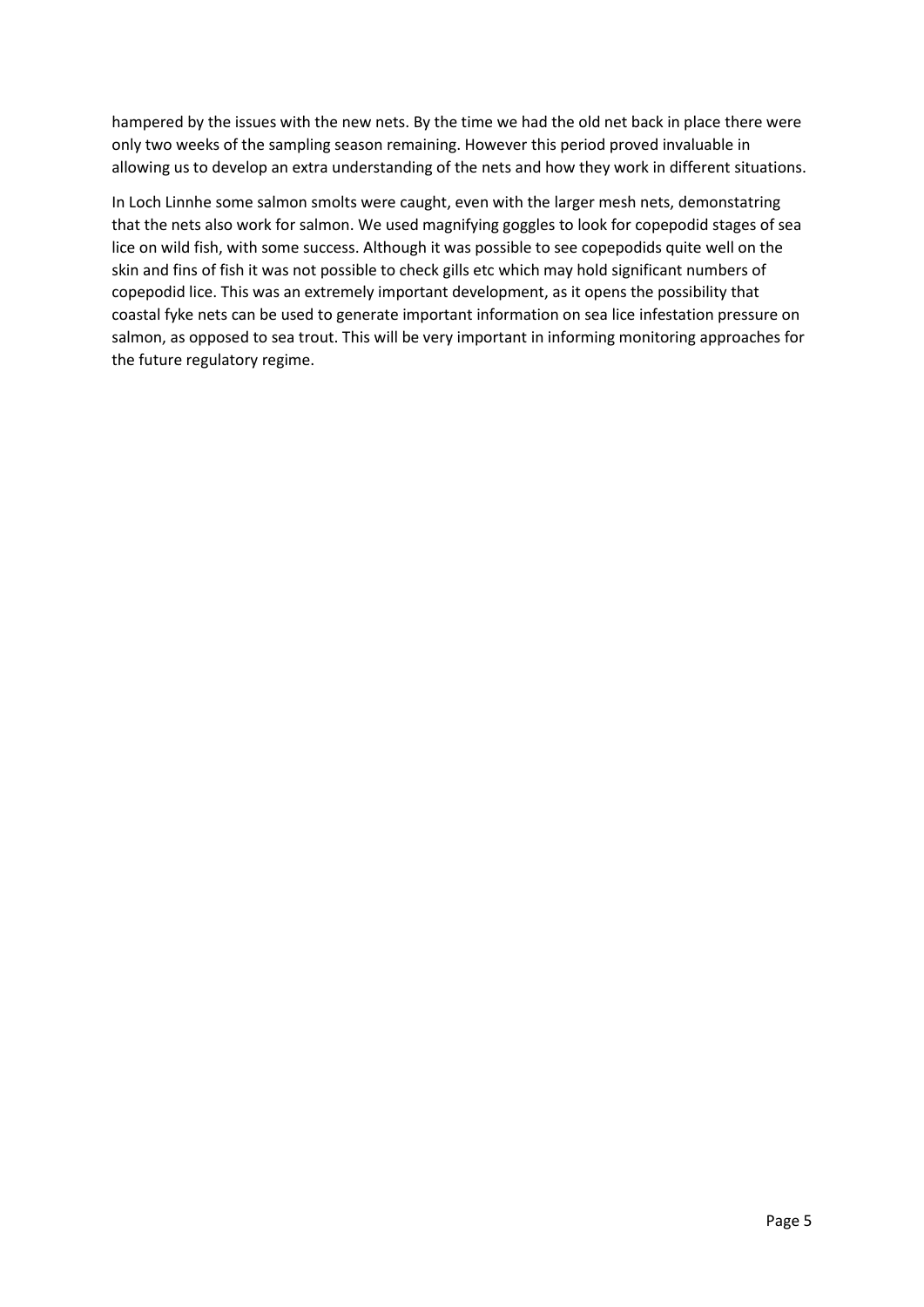hampered by the issues with the new nets. By the time we had the old net back in place there were only two weeks of the sampling season remaining. However this period proved invaluable in allowing us to develop an extra understanding of the nets and how they work in different situations.

In Loch Linnhe some salmon smolts were caught, even with the larger mesh nets, demonstatring that the nets also work for salmon. We used magnifying goggles to look for copepodid stages of sea lice on wild fish, with some success. Although it was possible to see copepodids quite well on the skin and fins of fish it was not possible to check gills etc which may hold significant numbers of copepodid lice. This was an extremely important development, as it opens the possibility that coastal fyke nets can be used to generate important information on sea lice infestation pressure on salmon, as opposed to sea trout. This will be very important in informing monitoring approaches for the future regulatory regime.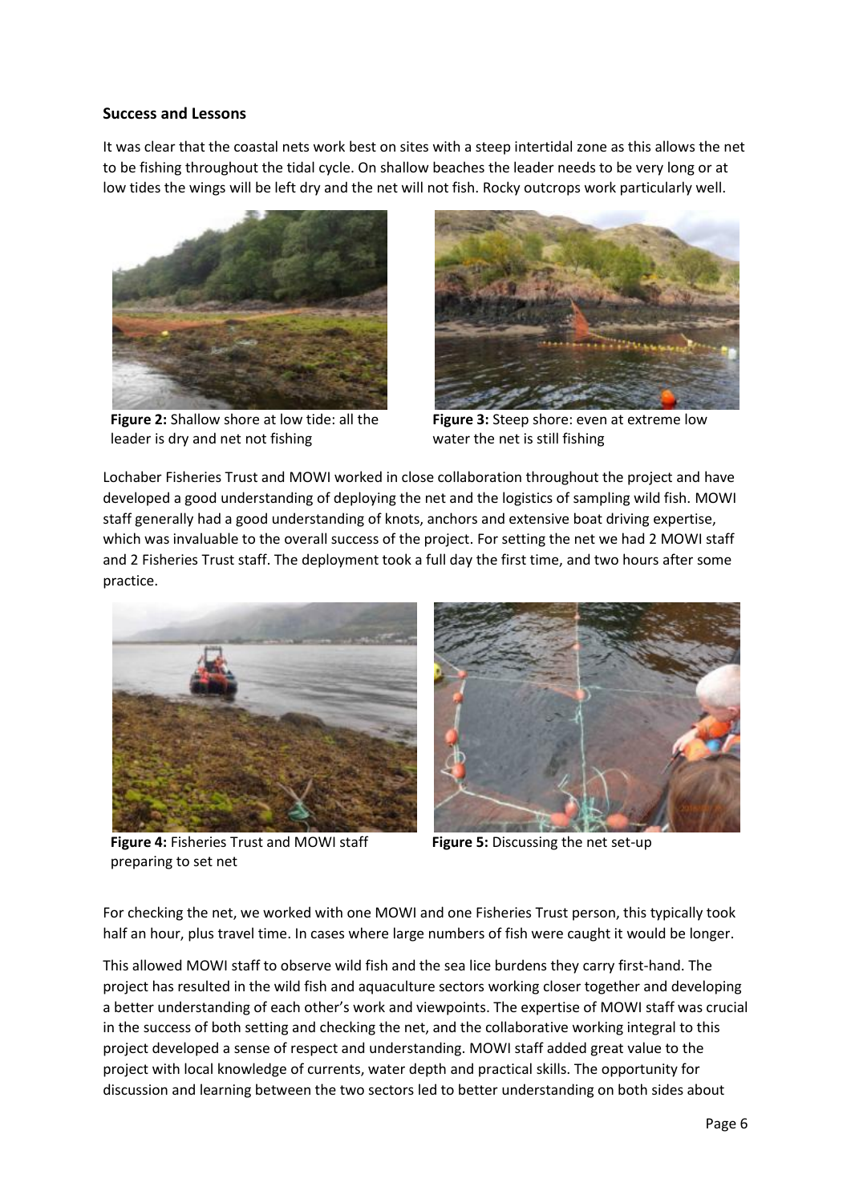## Success and Lessons

It was clear that the coastal nets work best on sites with a steep intertidal zone as this allows the net to be fishing throughout the tidal cycle. On shallow beaches the leader needs to be very long or at low tides the wings will be left dry and the net will not fish. Rocky outcrops work particularly well.

**Figure 2:** Shallow shore at low tide: all the leader is dry and net not fishing

**Figure 3:** Steep shore: even at extreme low water the net is still fishing

Lochaber Fisheries Trust and MOWI worked in close collaboration throughout the project and have developed a good understanding of deploying the net and the logistics of sampling wild fish. MOWI staff generally had a good understanding of knots, anchors and extensive boat driving expertise, which was invaluable to the overall success of the project. For setting the net we had 2 MOWI staff and 2 Fisheries Trust staff. The deployment took a full day the first time, and two hours after some practice.

**Figure 4:** Fisheries Trust and MOWI staff preparing to set net

**Figure 5:** Discussing the net set-up

For checking the net, we worked with one MOWI and one Fisheries Trust person, this typically took half an hour, plus travel time. In cases where large numbers of fish were caught it would be longer.

This allowed MOWI staff to observe wild fish and the sea lice burdens they carry first-hand. The project has resulted in the wild fish and aquaculture sectors working closer together and developing a better understanding of each other's work and viewpoints. The expertise of MOWI staff was crucial in the success of both setting and checking the net, and the collaborative working integral to this project developed a sense of respect and understanding. MOWI staff added great value to the project with local knowledge of currents, water depth and practical skills. The opportunity for discussion and learning between the two sectors led to better understanding on both sides about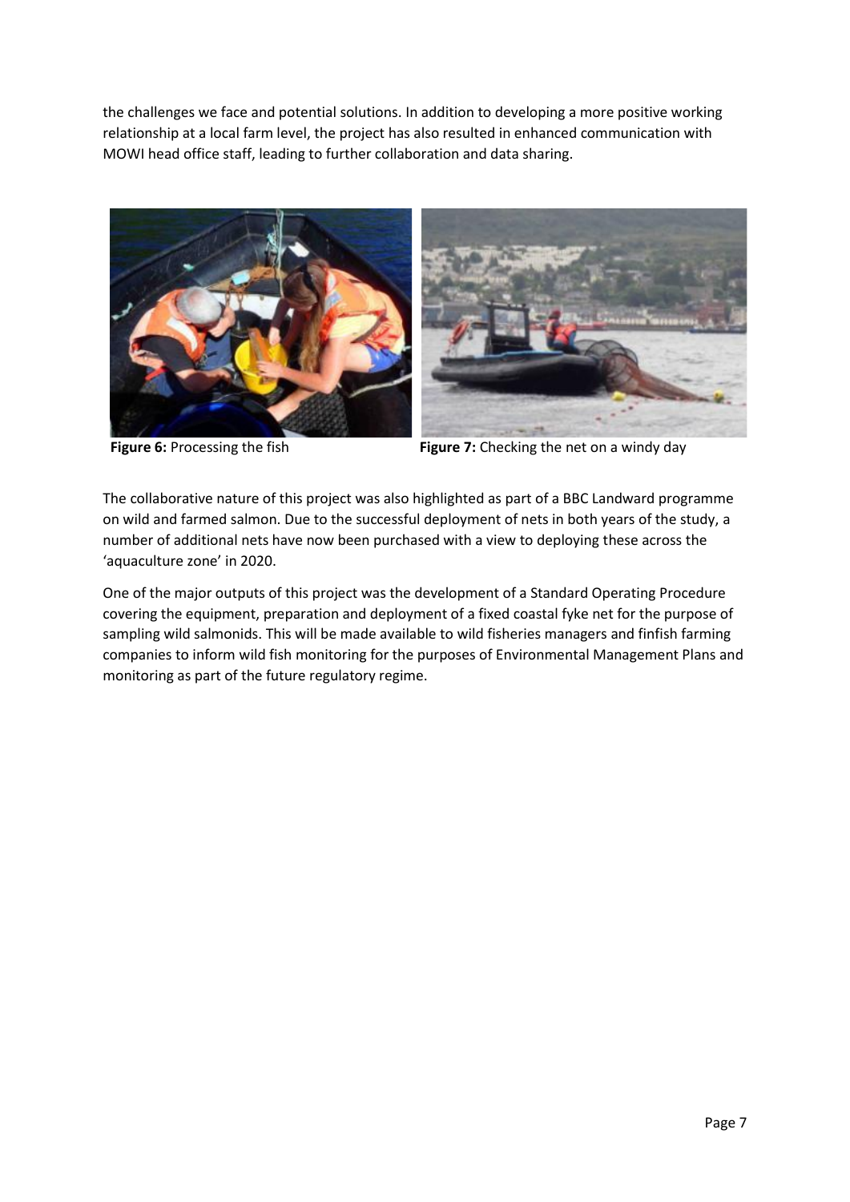the challenges we face and potential solutions. In addition to developing a more positive working relationship at a local farm level, the project has also resulted in enhanced communication with MOWI head office staff, leading to further collaboration and data sharing.

**Figure 6:** Processing the fish

**Figure 7:** Checking the net on a windy day

The collaborative nature of this project was also highlighted as part of a BBC Landward programme on wild and farmed salmon. Due to the successful deployment of nets in both years of the study, a number of additional nets have now been purchased with a view to deploying these across the 'aquaculture zone' in 2020.

One of the major outputs of this project was the development of a Standard Operating Procedure covering the equipment, preparation and deployment of a fixed coastal fyke net for the purpose of sampling wild salmonids. This will be made available to wild fisheries managers and finfish farming companies to inform wild fish monitoring for the purposes of Environmental Management Plans and monitoring as part of the future regulatory regime.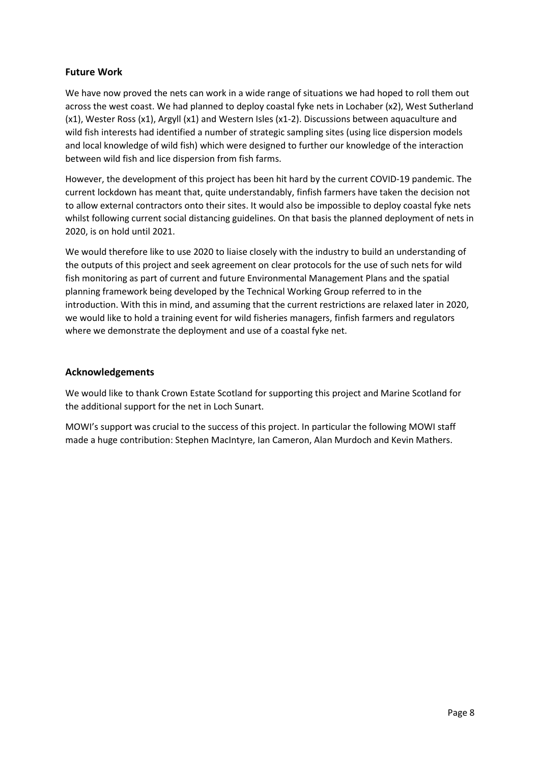## Future Work

We have now proved the nets can work in a wide range of situations we had hoped to roll them out across the west coast. We had planned to deploy coastal fyke nets in Lochaber (x2), West Sutherland (x1), Wester Ross (x1), Argyll (x1) and Western Isles (x1-2). Discussions between aquaculture and wild fish interests had identified a number of strategic sampling sites (using lice dispersion models and local knowledge of wild fish) which were designed to further our knowledge of the interaction between wild fish and lice dispersion from fish farms.

However, the development of this project has been hit hard by the current COVID-19 pandemic. The current lockdown has meant that, quite understandably, finfish farmers have taken the decision not to allow external contractors onto their sites. It would also be impossible to deploy coastal fyke nets whilst following current social distancing guidelines. On that basis the planned deployment of nets in 2020, is on hold until 2021.

We would therefore like to use 2020 to liaise closely with the industry to build an understanding of the outputs of this project and seek agreement on clear protocols for the use of such nets for wild fish monitoring as part of current and future Environmental Management Plans and the spatial planning framework being developed by the Technical Working Group referred to in the introduction. With this in mind, and assuming that the current restrictions are relaxed later in 2020, we would like to hold a training event for wild fisheries managers, finfish farmers and regulators where we demonstrate the deployment and use of a coastal fyke net.

## Acknowledgements

We would like to thank Crown Estate Scotland for supporting this project and Marine Scotland for the additional support for the net in Loch Sunart.

MOWI's support was crucial to the success of this project. In particular the following MOWI staff made a huge contribution: Stephen MacIntyre, Ian Cameron, Alan Murdoch and Kevin Mathers.